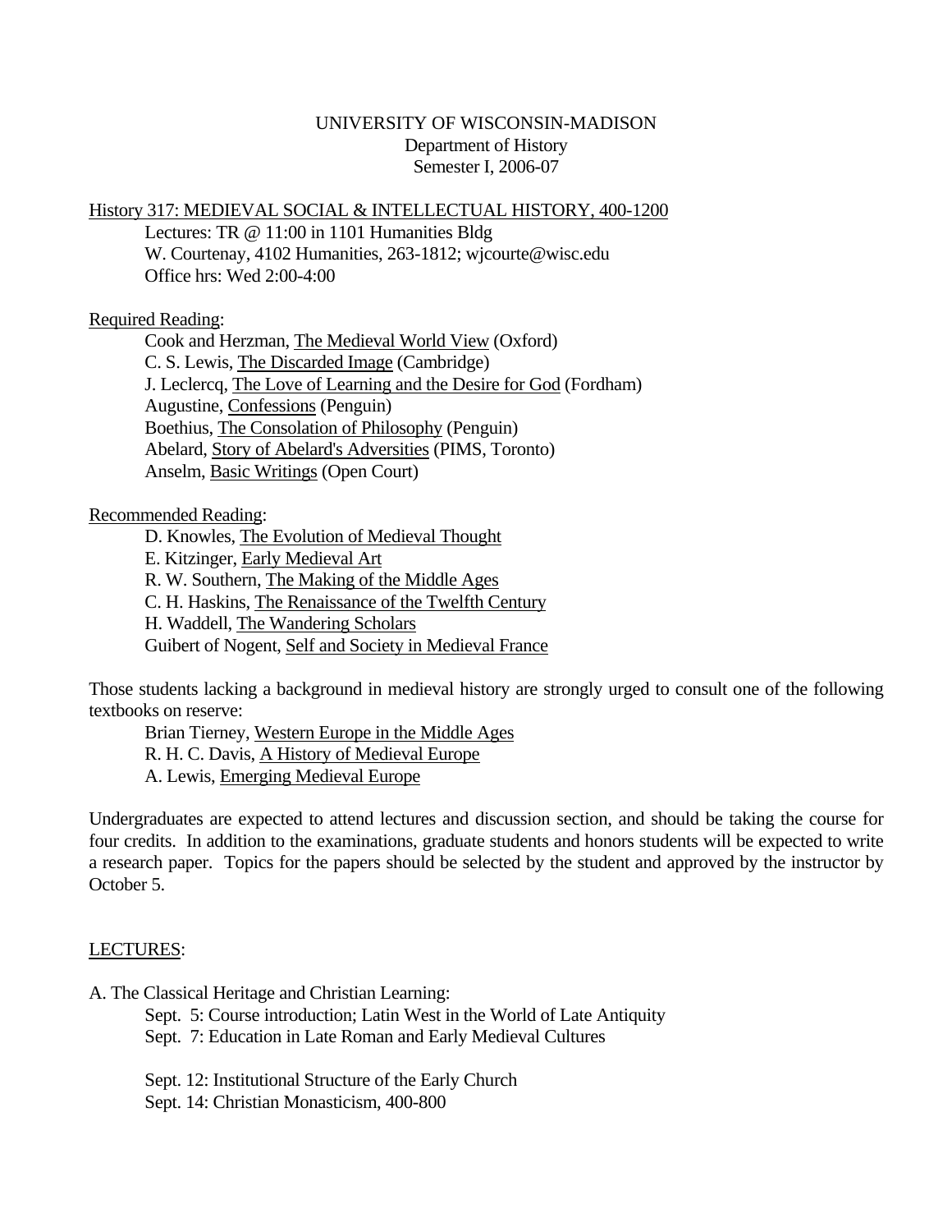UNIVERSITY OF WISCONSIN-MADISON
Department of History
Semester I, 2006-07

## History 317: MEDIEVAL SOCIAL & INTELLECTUAL HISTORY, 400-1200

Lectures: TR @ 11:00 in 1101 Humanities Bldg
W. Courtenay, 4102 Humanities, 263-1812; wjcourte@wisc.edu
Office hrs: Wed 2:00-4:00

### Required Reading:

Cook and Herzman, The Medieval World View (Oxford)
C. S. Lewis, The Discarded Image (Cambridge)
J. Leclercq, The Love of Learning and the Desire for God (Fordham)
Augustine, Confessions (Penguin)
Boethius, The Consolation of Philosophy (Penguin)
Abelard, Story of Abelard's Adversities (PIMS, Toronto)
Anselm, Basic Writings (Open Court)

### Recommended Reading:

D. Knowles, The Evolution of Medieval Thought
E. Kitzinger, Early Medieval Art
R. W. Southern, The Making of the Middle Ages
C. H. Haskins, The Renaissance of the Twelfth Century
H. Waddell, The Wandering Scholars
Guibert of Nogent, Self and Society in Medieval France

Those students lacking a background in medieval history are strongly urged to consult one of the following textbooks on reserve:

Brian Tierney, Western Europe in the Middle Ages
R. H. C. Davis, A History of Medieval Europe
A. Lewis, Emerging Medieval Europe

Undergraduates are expected to attend lectures and discussion section, and should be taking the course for four credits. In addition to the examinations, graduate students and honors students will be expected to write a research paper. Topics for the papers should be selected by the student and approved by the instructor by October 5.

### LECTURES:

A. The Classical Heritage and Christian Learning:

Sept. 5: Course introduction; Latin West in the World of Late Antiquity
Sept. 7: Education in Late Roman and Early Medieval Cultures

Sept. 12: Institutional Structure of the Early Church
Sept. 14: Christian Monasticism, 400-800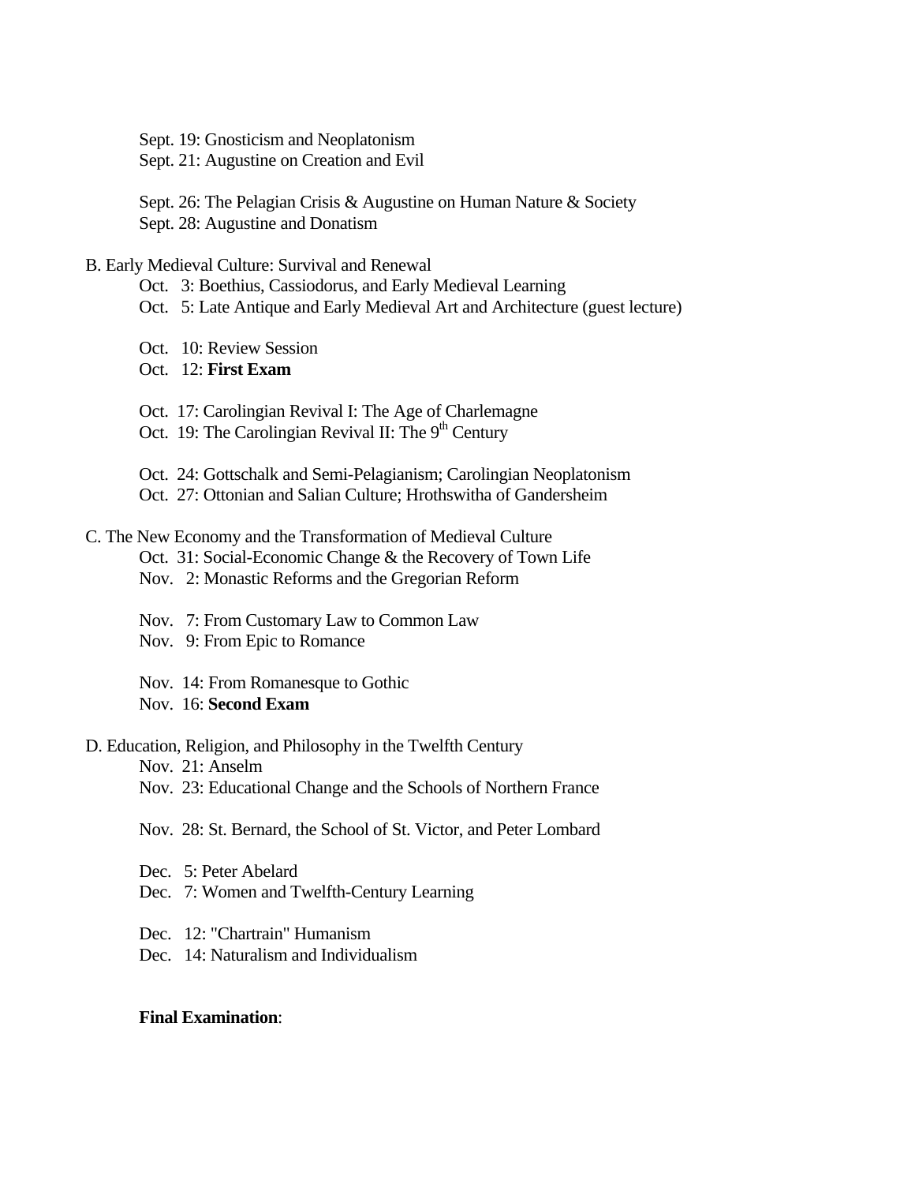Sept. 19: Gnosticism and Neoplatonism
Sept. 21: Augustine on Creation and Evil

Sept. 26: The Pelagian Crisis & Augustine on Human Nature & Society
Sept. 28: Augustine and Donatism

B. Early Medieval Culture: Survival and Renewal

Oct. 3: Boethius, Cassiodorus, and Early Medieval Learning
Oct. 5: Late Antique and Early Medieval Art and Architecture (guest lecture)

Oct. 10: Review Session
Oct. 12: **First Exam**

Oct. 17: Carolingian Revival I: The Age of Charlemagne
Oct. 19: The Carolingian Revival II: The 9th Century

Oct. 24: Gottschalk and Semi-Pelagianism; Carolingian Neoplatonism
Oct. 27: Ottonian and Salian Culture; Hrothswitha of Gandersheim

C. The New Economy and the Transformation of Medieval Culture

Oct. 31: Social-Economic Change & the Recovery of Town Life
Nov. 2: Monastic Reforms and the Gregorian Reform

Nov. 7: From Customary Law to Common Law
Nov. 9: From Epic to Romance

Nov. 14: From Romanesque to Gothic
Nov. 16: **Second Exam**

D. Education, Religion, and Philosophy in the Twelfth Century

Nov. 21: Anselm
Nov. 23: Educational Change and the Schools of Northern France

Nov. 28: St. Bernard, the School of St. Victor, and Peter Lombard

Dec. 5: Peter Abelard
Dec. 7: Women and Twelfth-Century Learning

Dec. 12: "Chartrain" Humanism
Dec. 14: Naturalism and Individualism

**Final Examination**: